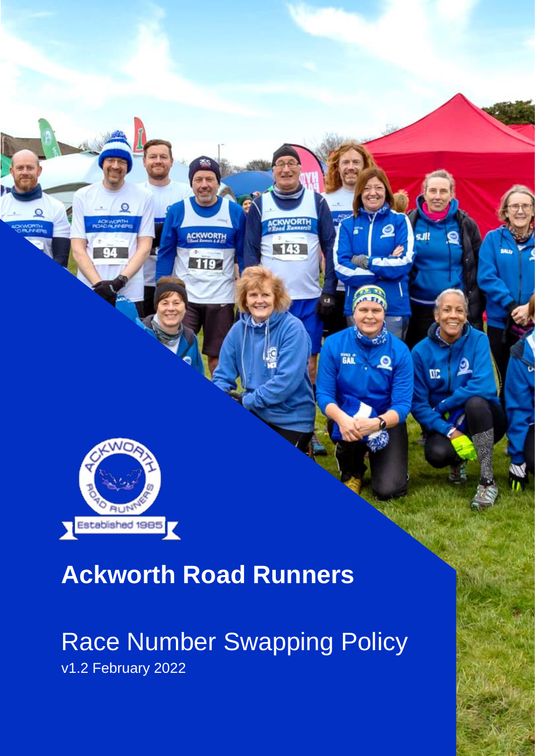# Ackworth Road Runners

## Race Number Swapping Policy

v1.2 February 2022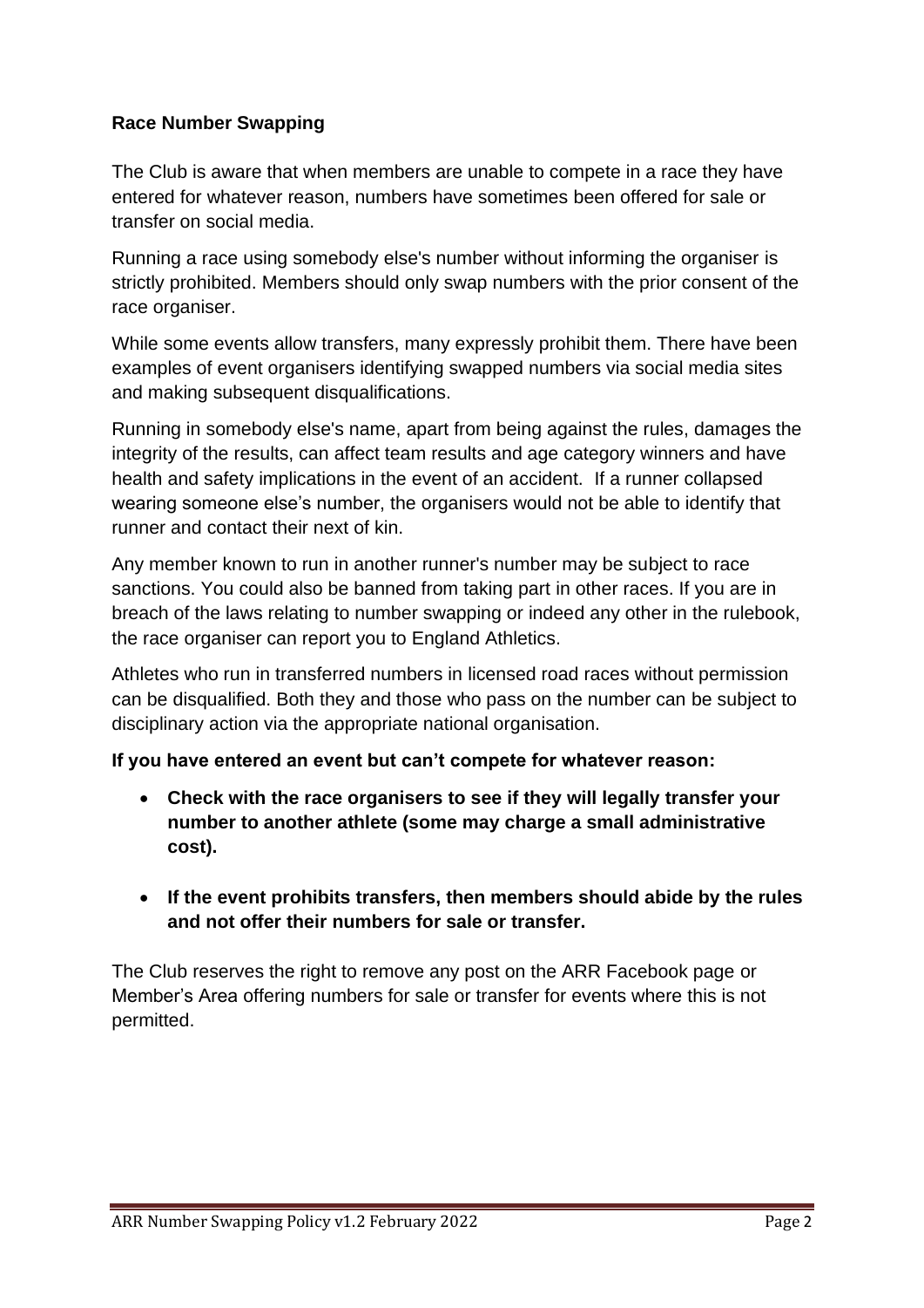**Race Number Swapping**

The Club is aware that when members are unable to compete in a race they have entered for whatever reason, numbers have sometimes been offered for sale or transfer on social media.

Running a race using somebody else's number without informing the organiser is strictly prohibited. Members should only swap numbers with the prior consent of the race organiser.

While some events allow transfers, many expressly prohibit them. There have been examples of event organisers identifying swapped numbers via social media sites and making subsequent disqualifications.

Running in somebody else's name, apart from being against the rules, damages the integrity of the results, can affect team results and age category winners and have health and safety implications in the event of an accident. If a runner collapsed wearing someone else's number, the organisers would not be able to identify that runner and contact their next of kin.

Any member known to run in another runner's number may be subject to race sanctions. You could also be banned from taking part in other races. If you are in breach of the laws relating to number swapping or indeed any other in the rulebook, the race organiser can report you to England Athletics.

Athletes who run in transferred numbers in licensed road races without permission can be disqualified. Both they and those who pass on the number can be subject to disciplinary action via the appropriate national organisation.

**If you have entered an event but can't compete for whatever reason:**

- **Check with the race organisers to see if they will legally transfer your number to another athlete (some may charge a small administrative cost).**
- **If the event prohibits transfers, then members should abide by the rules and not offer their numbers for sale or transfer.**

The Club reserves the right to remove any post on the ARR Facebook page or Member's Area offering numbers for sale or transfer for events where this is not permitted.